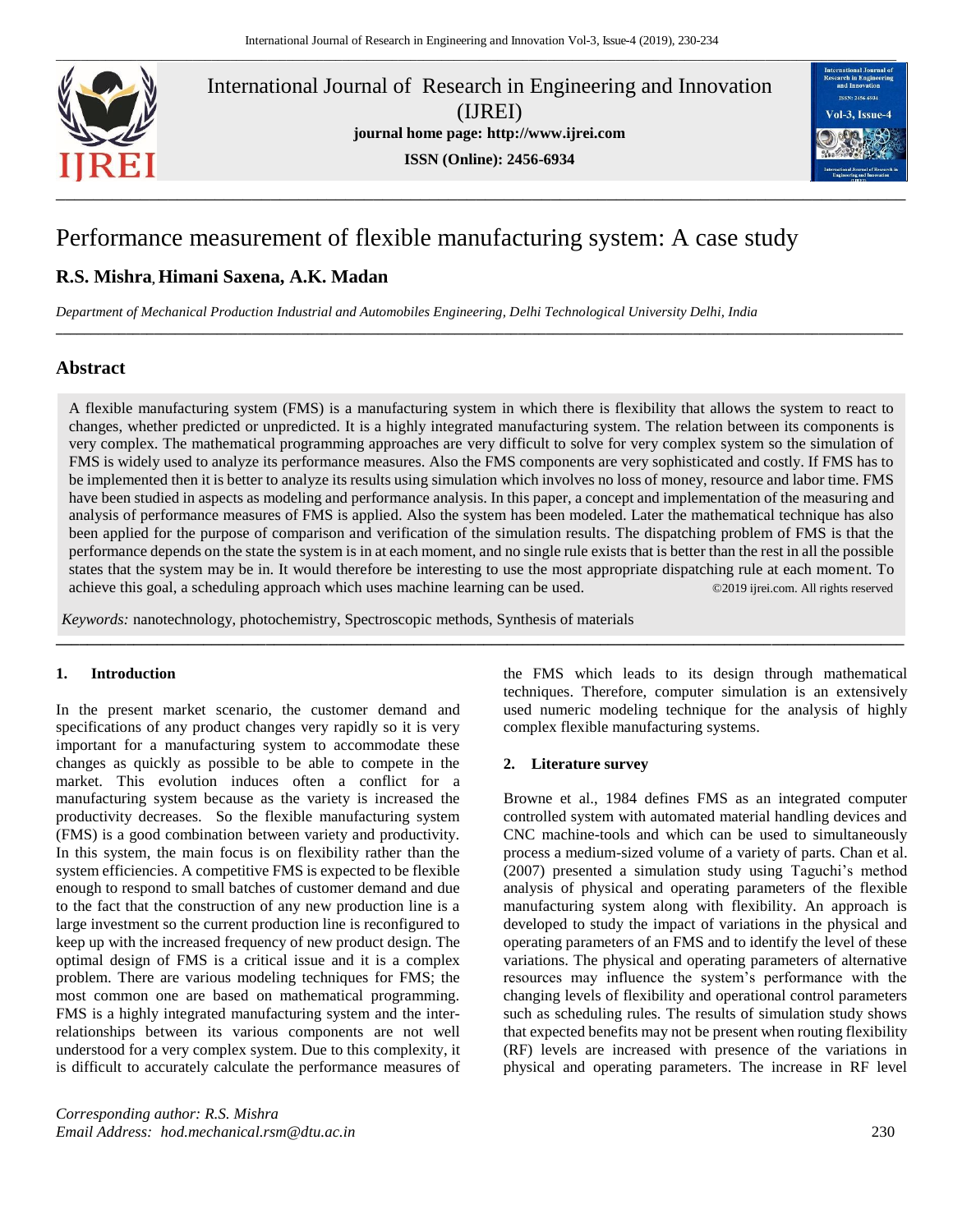International Journal of Research in Engineering and Innovation (IJREI)

**journal home page: http://www.ijrei.com**

**ISSN (Online): 2456-6934**

# Performance measurement of flexible manufacturing system: A case study

**R.S. Mishra, Himani Saxena, A.K. Madan**

*Department of Mechanical Production Industrial and Automobiles Engineering, Delhi Technological University Delhi, India*

## Abstract

A flexible manufacturing system (FMS) is a manufacturing system in which there is flexibility that allows the system to react to changes, whether predicted or unpredicted. It is a highly integrated manufacturing system. The relation between its components is very complex. The mathematical programming approaches are very difficult to solve for very complex system so the simulation of FMS is widely used to analyze its performance measures. Also the FMS components are very sophisticated and costly. If FMS has to be implemented then it is better to analyze its results using simulation which involves no loss of money, resource and labor time. FMS have been studied in aspects as modeling and performance analysis. In this paper, a concept and implementation of the measuring and analysis of performance measures of FMS is applied. Also the system has been modeled. Later the mathematical technique has also been applied for the purpose of comparison and verification of the simulation results. The dispatching problem of FMS is that the performance depends on the state the system is in at each moment, and no single rule exists that is better than the rest in all the possible states that the system may be in. It would therefore be interesting to use the most appropriate dispatching rule at each moment. To achieve this goal, a scheduling approach which uses machine learning can be used. ©2019 ijrei.com. All rights reserved

*Keywords:* nanotechnology, photochemistry, Spectroscopic methods, Synthesis of materials

### 1. Introduction

In the present market scenario, the customer demand and specifications of any product changes very rapidly so it is very important for a manufacturing system to accommodate these changes as quickly as possible to be able to compete in the market. This evolution induces often a conflict for a manufacturing system because as the variety is increased the productivity decreases. So the flexible manufacturing system (FMS) is a good combination between variety and productivity. In this system, the main focus is on flexibility rather than the system efficiencies. A competitive FMS is expected to be flexible enough to respond to small batches of customer demand and due to the fact that the construction of any new production line is a large investment so the current production line is reconfigured to keep up with the increased frequency of new product design. The optimal design of FMS is a critical issue and it is a complex problem. There are various modeling techniques for FMS; the most common one are based on mathematical programming. FMS is a highly integrated manufacturing system and the inter-relationships between its various components are not well understood for a very complex system. Due to this complexity, it is difficult to accurately calculate the performance measures of the FMS which leads to its design through mathematical techniques. Therefore, computer simulation is an extensively used numeric modeling technique for the analysis of highly complex flexible manufacturing systems.

### 2. Literature survey

Browne et al., 1984 defines FMS as an integrated computer controlled system with automated material handling devices and CNC machine-tools and which can be used to simultaneously process a medium-sized volume of a variety of parts. Chan et al. (2007) presented a simulation study using Taguchi's method analysis of physical and operating parameters of the flexible manufacturing system along with flexibility. An approach is developed to study the impact of variations in the physical and operating parameters of an FMS and to identify the level of these variations. The physical and operating parameters of alternative resources may influence the system's performance with the changing levels of flexibility and operational control parameters such as scheduling rules. The results of simulation study shows that expected benefits may not be present when routing flexibility (RF) levels are increased with presence of the variations in physical and operating parameters. The increase in RF level

*Corresponding author: R.S. Mishra*
*Email Address: hod.mechanical.rsm@dtu.ac.in*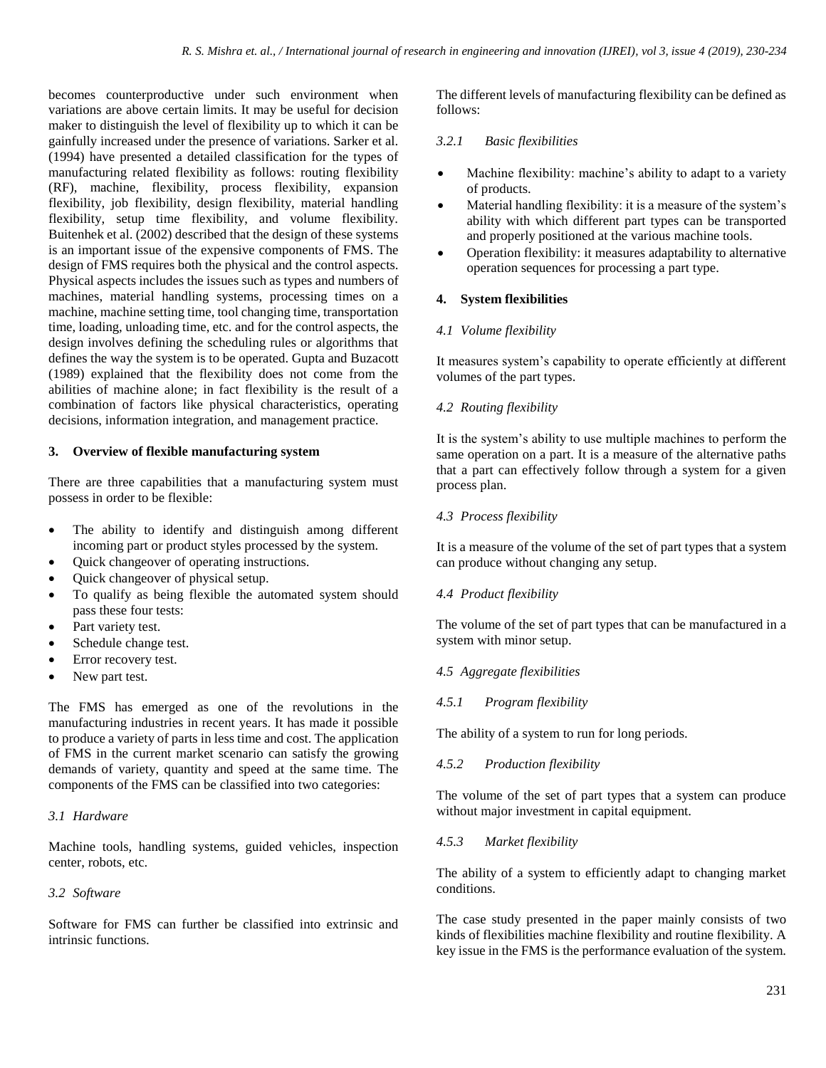becomes counterproductive under such environment when variations are above certain limits. It may be useful for decision maker to distinguish the level of flexibility up to which it can be gainfully increased under the presence of variations. Sarker et al. (1994) have presented a detailed classification for the types of manufacturing related flexibility as follows: routing flexibility (RF), machine, flexibility, process flexibility, expansion flexibility, job flexibility, design flexibility, material handling flexibility, setup time flexibility, and volume flexibility. Buitenhek et al. (2002) described that the design of these systems is an important issue of the expensive components of FMS. The design of FMS requires both the physical and the control aspects. Physical aspects includes the issues such as types and numbers of machines, material handling systems, processing times on a machine, machine setting time, tool changing time, transportation time, loading, unloading time, etc. and for the control aspects, the design involves defining the scheduling rules or algorithms that defines the way the system is to be operated. Gupta and Buzacott (1989) explained that the flexibility does not come from the abilities of machine alone; in fact flexibility is the result of a combination of factors like physical characteristics, operating decisions, information integration, and management practice.

## 3. Overview of flexible manufacturing system

There are three capabilities that a manufacturing system must possess in order to be flexible:

- The ability to identify and distinguish among different incoming part or product styles processed by the system.
- Quick changeover of operating instructions.
- Quick changeover of physical setup.
- To qualify as being flexible the automated system should pass these four tests:
- Part variety test.
- Schedule change test.
- Error recovery test.
- New part test.

The FMS has emerged as one of the revolutions in the manufacturing industries in recent years. It has made it possible to produce a variety of parts in less time and cost. The application of FMS in the current market scenario can satisfy the growing demands of variety, quantity and speed at the same time. The components of the FMS can be classified into two categories:

### *3.1 Hardware*

Machine tools, handling systems, guided vehicles, inspection center, robots, etc.

### *3.2 Software*

Software for FMS can further be classified into extrinsic and intrinsic functions.

The different levels of manufacturing flexibility can be defined as follows:

#### *3.2.1 Basic flexibilities*

- Machine flexibility: machine's ability to adapt to a variety of products.
- Material handling flexibility: it is a measure of the system's ability with which different part types can be transported and properly positioned at the various machine tools.
- Operation flexibility: it measures adaptability to alternative operation sequences for processing a part type.

## 4. System flexibilities

### *4.1 Volume flexibility*

It measures system's capability to operate efficiently at different volumes of the part types.

### *4.2 Routing flexibility*

It is the system's ability to use multiple machines to perform the same operation on a part. It is a measure of the alternative paths that a part can effectively follow through a system for a given process plan.

### *4.3 Process flexibility*

It is a measure of the volume of the set of part types that a system can produce without changing any setup.

### *4.4 Product flexibility*

The volume of the set of part types that can be manufactured in a system with minor setup.

### *4.5 Aggregate flexibilities*

#### *4.5.1 Program flexibility*

The ability of a system to run for long periods.

#### *4.5.2 Production flexibility*

The volume of the set of part types that a system can produce without major investment in capital equipment.

#### *4.5.3 Market flexibility*

The ability of a system to efficiently adapt to changing market conditions.

The case study presented in the paper mainly consists of two kinds of flexibilities machine flexibility and routine flexibility. A key issue in the FMS is the performance evaluation of the system.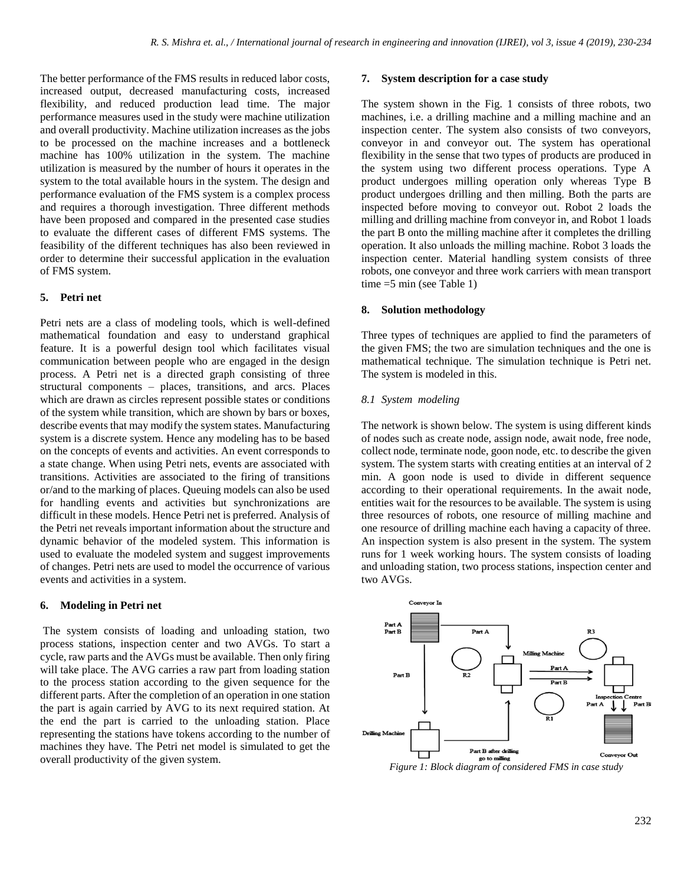The better performance of the FMS results in reduced labor costs, increased output, decreased manufacturing costs, increased flexibility, and reduced production lead time. The major performance measures used in the study were machine utilization and overall productivity. Machine utilization increases as the jobs to be processed on the machine increases and a bottleneck machine has 100% utilization in the system. The machine utilization is measured by the number of hours it operates in the system to the total available hours in the system. The design and performance evaluation of the FMS system is a complex process and requires a thorough investigation. Three different methods have been proposed and compared in the presented case studies to evaluate the different cases of different FMS systems. The feasibility of the different techniques has also been reviewed in order to determine their successful application in the evaluation of FMS system.

## 5. Petri net

Petri nets are a class of modeling tools, which is well-defined mathematical foundation and easy to understand graphical feature. It is a powerful design tool which facilitates visual communication between people who are engaged in the design process. A Petri net is a directed graph consisting of three structural components – places, transitions, and arcs. Places which are drawn as circles represent possible states or conditions of the system while transition, which are shown by bars or boxes, describe events that may modify the system states. Manufacturing system is a discrete system. Hence any modeling has to be based on the concepts of events and activities. An event corresponds to a state change. When using Petri nets, events are associated with transitions. Activities are associated to the firing of transitions or/and to the marking of places. Queuing models can also be used for handling events and activities but synchronizations are difficult in these models. Hence Petri net is preferred. Analysis of the Petri net reveals important information about the structure and dynamic behavior of the modeled system. This information is used to evaluate the modeled system and suggest improvements of changes. Petri nets are used to model the occurrence of various events and activities in a system.

## 6. Modeling in Petri net

The system consists of loading and unloading station, two process stations, inspection center and two AVGs. To start a cycle, raw parts and the AVGs must be available. Then only firing will take place. The AVG carries a raw part from loading station to the process station according to the given sequence for the different parts. After the completion of an operation in one station the part is again carried by AVG to its next required station. At the end the part is carried to the unloading station. Place representing the stations have tokens according to the number of machines they have. The Petri net model is simulated to get the overall productivity of the given system.

## 7. System description for a case study

The system shown in the Fig. 1 consists of three robots, two machines, i.e. a drilling machine and a milling machine and an inspection center. The system also consists of two conveyors, conveyor in and conveyor out. The system has operational flexibility in the sense that two types of products are produced in the system using two different process operations. Type A product undergoes milling operation only whereas Type B product undergoes drilling and then milling. Both the parts are inspected before moving to conveyor out. Robot 2 loads the milling and drilling machine from conveyor in, and Robot 1 loads the part B onto the milling machine after it completes the drilling operation. It also unloads the milling machine. Robot 3 loads the inspection center. Material handling system consists of three robots, one conveyor and three work carriers with mean transport time =5 min (see Table 1)

## 8. Solution methodology

Three types of techniques are applied to find the parameters of the given FMS; the two are simulation techniques and the one is mathematical technique. The simulation technique is Petri net. The system is modeled in this.

### *8.1 System modeling*

The network is shown below. The system is using different kinds of nodes such as create node, assign node, await node, free node, collect node, terminate node, goon node, etc. to describe the given system. The system starts with creating entities at an interval of 2 min. A goon node is used to divide in different sequence according to their operational requirements. In the await node, entities wait for the resources to be available. The system is using three resources of robots, one resource of milling machine and one resource of drilling machine each having a capacity of three. An inspection system is also present in the system. The system runs for 1 week working hours. The system consists of loading and unloading station, two process stations, inspection center and two AVGs.

*Figure 1: Block diagram of considered FMS in case study*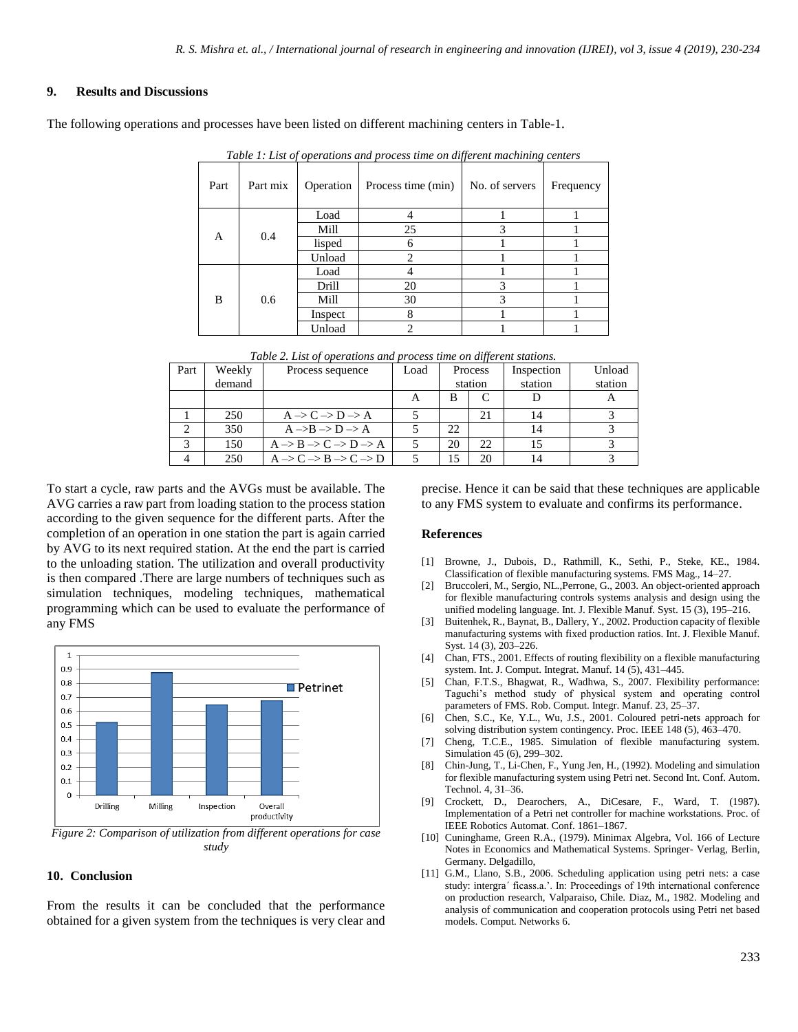## 9. Results and Discussions

The following operations and processes have been listed on different machining centers in Table-1.

*Table 1: List of operations and process time on different machining centers*

| Part | Part mix | Operation | Process time (min) | No. of servers | Frequency |
|---|---|---|---|---|---|
| A | 0.4 | Load | 4 | 1 | 1 |
| | | Mill | 25 | 3 | 1 |
| | | lisped | 6 | 1 | 1 |
| | | Unload | 2 | 1 | 1 |
| B | 0.6 | Load | 4 | 1 | 1 |
| | | Drill | 20 | 3 | 1 |
| | | Mill | 30 | 3 | 1 |
| | | Inspect | 8 | 1 | 1 |
| | | Unload | 2 | 1 | 1 |

*Table 2. List of operations and process time on different stations.*

| Part | Weekly demand | Process sequence | Load | Process station | | Inspection station | Unload station |
|---|---|---|---|---|---|---|---|
| | | | A | B | C | D | A |
| 1 | 250 | A –> C –> D –> A | 5 | | 21 | 14 | 3 |
| 2 | 350 | A –>B –> D –> A | 5 | 22 | | 14 | 3 |
| 3 | 150 | A –> B –> C –> D –> A | 5 | 20 | 22 | 15 | 3 |
| 4 | 250 | A –> C –> B –> C –> D | 5 | 15 | 20 | 14 | 3 |

To start a cycle, raw parts and the AVGs must be available. The AVG carries a raw part from loading station to the process station according to the given sequence for the different parts. After the completion of an operation in one station the part is again carried by AVG to its next required station. At the end the part is carried to the unloading station. The utilization and overall productivity is then compared .There are large numbers of techniques such as simulation techniques, modeling techniques, mathematical programming which can be used to evaluate the performance of any FMS

*Figure 2: Comparison of utilization from different operations for case study*

## 10. Conclusion

From the results it can be concluded that the performance obtained for a given system from the techniques is very clear and precise. Hence it can be said that these techniques are applicable to any FMS system to evaluate and confirms its performance.

## References

[1] Browne, J., Dubois, D., Rathmill, K., Sethi, P., Steke, KE., 1984. Classification of flexible manufacturing systems. FMS Mag., 14–27.

[2] Bruccoleri, M., Sergio, NL.,Perrone, G., 2003. An object-oriented approach for flexible manufacturing controls systems analysis and design using the unified modeling language. Int. J. Flexible Manuf. Syst. 15 (3), 195–216.

[3] Buitenhek, R., Baynat, B., Dallery, Y., 2002. Production capacity of flexible manufacturing systems with fixed production ratios. Int. J. Flexible Manuf. Syst. 14 (3), 203–226.

[4] Chan, FTS., 2001. Effects of routing flexibility on a flexible manufacturing system. Int. J. Comput. Integrat. Manuf. 14 (5), 431–445.

[5] Chan, F.T.S., Bhagwat, R., Wadhwa, S., 2007. Flexibility performance: Taguchi's method study of physical system and operating control parameters of FMS. Rob. Comput. Integr. Manuf. 23, 25–37.

[6] Chen, S.C., Ke, Y.L., Wu, J.S., 2001. Coloured petri-nets approach for solving distribution system contingency. Proc. IEEE 148 (5), 463–470.

[7] Cheng, T.C.E., 1985. Simulation of flexible manufacturing system. Simulation 45 (6), 299–302.

[8] Chin-Jung, T., Li-Chen, F., Yung Jen, H., (1992). Modeling and simulation for flexible manufacturing system using Petri net. Second Int. Conf. Autom. Technol. 4, 31–36.

[9] Crockett, D., Dearochers, A., DiCesare, F., Ward, T. (1987). Implementation of a Petri net controller for machine workstations. Proc. of IEEE Robotics Automat. Conf. 1861–1867.

[10] Cuninghame, Green R.A., (1979). Minimax Algebra, Vol. 166 of Lecture Notes in Economics and Mathematical Systems. Springer- Verlag, Berlin, Germany. Delgadillo,

[11] G.M., Llano, S.B., 2006. Scheduling application using petri nets: a case study: intergra´ ficass.a.'. In: Proceedings of 19th international conference on production research, Valparaiso, Chile. Diaz, M., 1982. Modeling and analysis of communication and cooperation protocols using Petri net based models. Comput. Networks 6.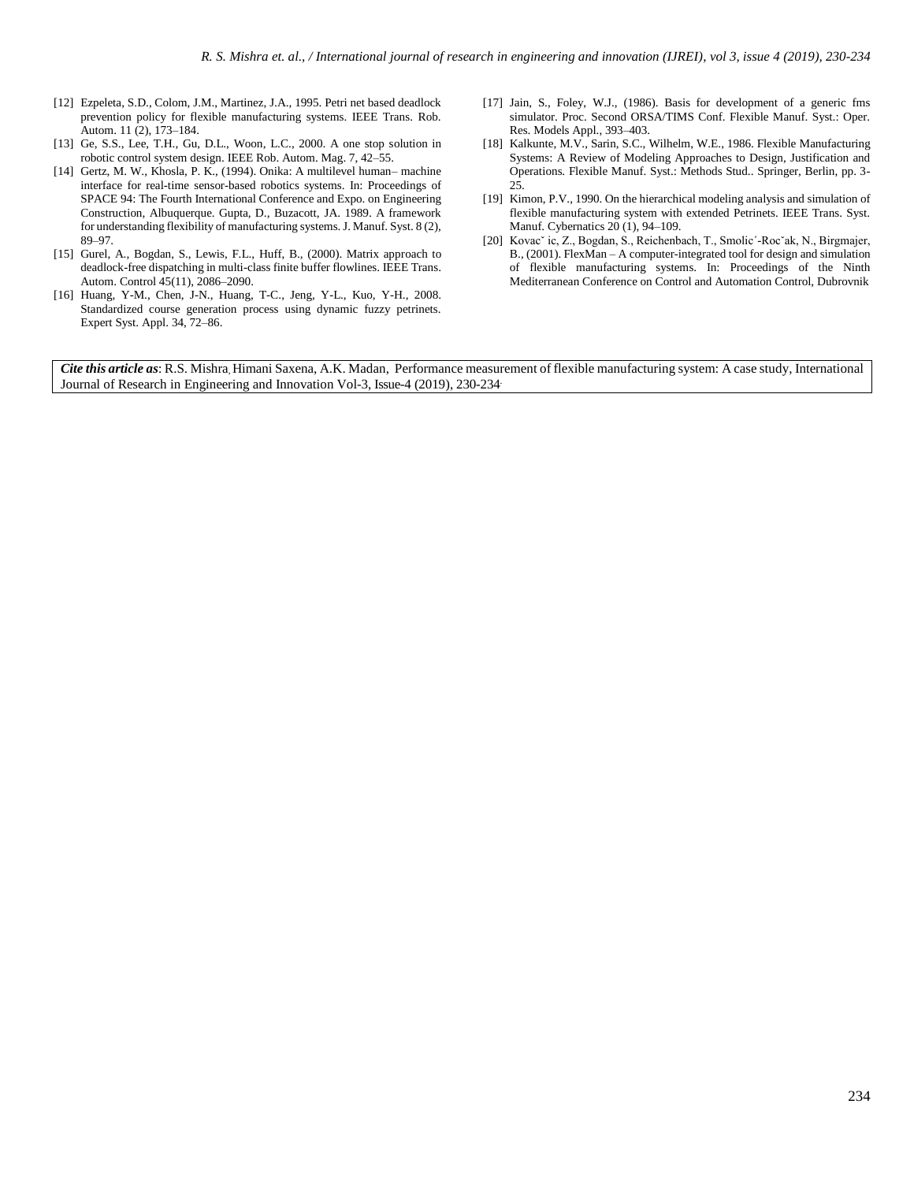[12] Ezpeleta, S.D., Colom, J.M., Martinez, J.A., 1995. Petri net based deadlock prevention policy for flexible manufacturing systems. IEEE Trans. Rob. Autom. 11 (2), 173–184.

[13] Ge, S.S., Lee, T.H., Gu, D.L., Woon, L.C., 2000. A one stop solution in robotic control system design. IEEE Rob. Autom. Mag. 7, 42–55.

[14] Gertz, M. W., Khosla, P. K., (1994). Onika: A multilevel human– machine interface for real-time sensor-based robotics systems. In: Proceedings of SPACE 94: The Fourth International Conference and Expo. on Engineering Construction, Albuquerque. Gupta, D., Buzacott, JA. 1989. A framework for understanding flexibility of manufacturing systems. J. Manuf. Syst. 8 (2), 89–97.

[15] Gurel, A., Bogdan, S., Lewis, F.L., Huff, B., (2000). Matrix approach to deadlock-free dispatching in multi-class finite buffer flowlines. IEEE Trans. Autom. Control 45(11), 2086–2090.

[16] Huang, Y-M., Chen, J-N., Huang, T-C., Jeng, Y-L., Kuo, Y-H., 2008. Standardized course generation process using dynamic fuzzy petrinets. Expert Syst. Appl. 34, 72–86.

[17] Jain, S., Foley, W.J., (1986). Basis for development of a generic fms simulator. Proc. Second ORSA/TIMS Conf. Flexible Manuf. Syst.: Oper. Res. Models Appl., 393–403.

[18] Kalkunte, M.V., Sarin, S.C., Wilhelm, W.E., 1986. Flexible Manufacturing Systems: A Review of Modeling Approaches to Design, Justification and Operations. Flexible Manuf. Syst.: Methods Stud.. Springer, Berlin, pp. 3-25.

[19] Kimon, P.V., 1990. On the hierarchical modeling analysis and simulation of flexible manufacturing system with extended Petrinets. IEEE Trans. Syst. Manuf. Cybernatics 20 (1), 94–109.

[20] Kovacˇ ic, Z., Bogdan, S., Reichenbach, T., Smolic´-Rocˇak, N., Birgmajer, B., (2001). FlexMan – A computer-integrated tool for design and simulation of flexible manufacturing systems. In: Proceedings of the Ninth Mediterranean Conference on Control and Automation Control, Dubrovnik

***Cite this article as***: R.S. Mishra, Himani Saxena, A.K. Madan, Performance measurement of flexible manufacturing system: A case study, International Journal of Research in Engineering and Innovation Vol-3, Issue-4 (2019), 230-234.